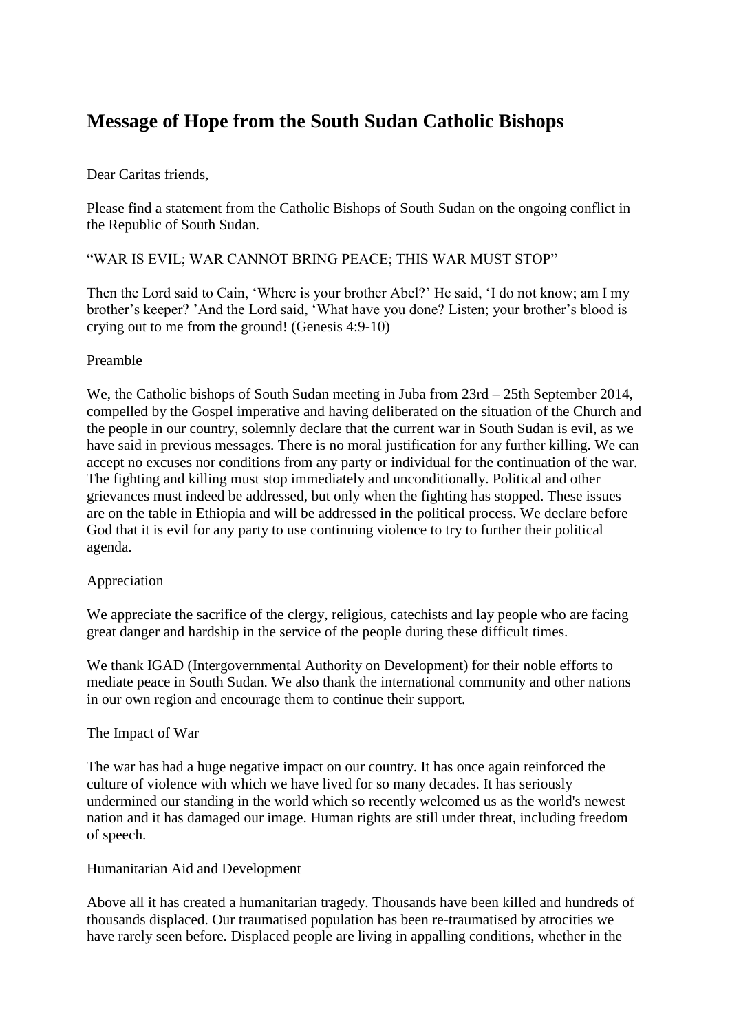# Message of Hope from the South Sudan Catholic Bishops

Dear Caritas friends,

Please find a statement from the Catholic Bishops of South Sudan on the ongoing conflict in the Republic of South Sudan.

“WAR IS EVIL; WAR CANNOT BRING PEACE; THIS WAR MUST STOP”

Then the Lord said to Cain, ‘Where is your brother Abel?’ He said, ‘I do not know; am I my brother’s keeper? ’And the Lord said, ‘What have you done? Listen; your brother’s blood is crying out to me from the ground! (Genesis 4:9-10)

Preamble

We, the Catholic bishops of South Sudan meeting in Juba from 23rd – 25th September 2014, compelled by the Gospel imperative and having deliberated on the situation of the Church and the people in our country, solemnly declare that the current war in South Sudan is evil, as we have said in previous messages. There is no moral justification for any further killing. We can accept no excuses nor conditions from any party or individual for the continuation of the war. The fighting and killing must stop immediately and unconditionally. Political and other grievances must indeed be addressed, but only when the fighting has stopped. These issues are on the table in Ethiopia and will be addressed in the political process. We declare before God that it is evil for any party to use continuing violence to try to further their political agenda.

Appreciation

We appreciate the sacrifice of the clergy, religious, catechists and lay people who are facing great danger and hardship in the service of the people during these difficult times.

We thank IGAD (Intergovernmental Authority on Development) for their noble efforts to mediate peace in South Sudan. We also thank the international community and other nations in our own region and encourage them to continue their support.

The Impact of War

The war has had a huge negative impact on our country. It has once again reinforced the culture of violence with which we have lived for so many decades. It has seriously undermined our standing in the world which so recently welcomed us as the world's newest nation and it has damaged our image. Human rights are still under threat, including freedom of speech.

Humanitarian Aid and Development

Above all it has created a humanitarian tragedy. Thousands have been killed and hundreds of thousands displaced. Our traumatised population has been re-traumatised by atrocities we have rarely seen before. Displaced people are living in appalling conditions, whether in the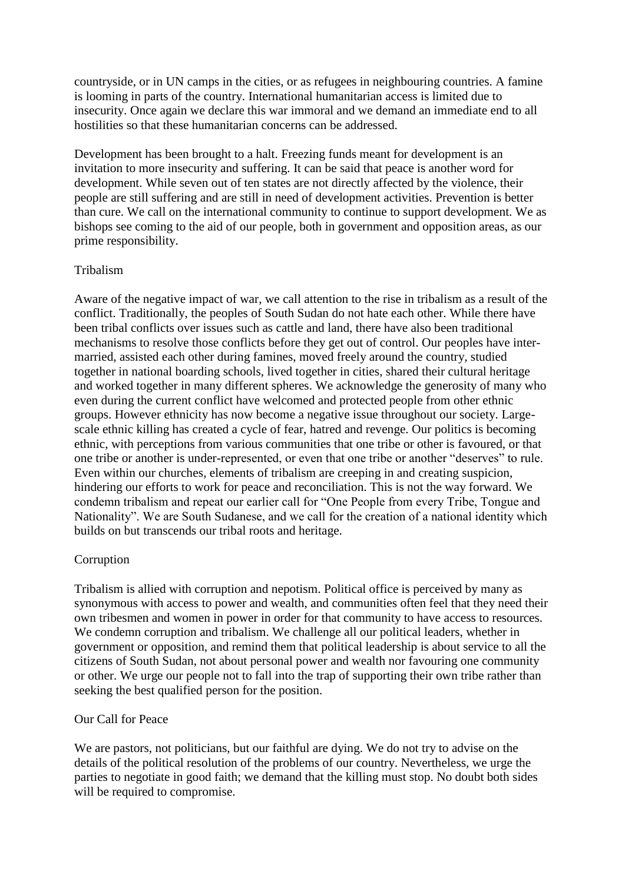countryside, or in UN camps in the cities, or as refugees in neighbouring countries. A famine is looming in parts of the country. International humanitarian access is limited due to insecurity. Once again we declare this war immoral and we demand an immediate end to all hostilities so that these humanitarian concerns can be addressed.

Development has been brought to a halt. Freezing funds meant for development is an invitation to more insecurity and suffering. It can be said that peace is another word for development. While seven out of ten states are not directly affected by the violence, their people are still suffering and are still in need of development activities. Prevention is better than cure. We call on the international community to continue to support development. We as bishops see coming to the aid of our people, both in government and opposition areas, as our prime responsibility.

## Tribalism

Aware of the negative impact of war, we call attention to the rise in tribalism as a result of the conflict. Traditionally, the peoples of South Sudan do not hate each other. While there have been tribal conflicts over issues such as cattle and land, there have also been traditional mechanisms to resolve those conflicts before they get out of control. Our peoples have inter-married, assisted each other during famines, moved freely around the country, studied together in national boarding schools, lived together in cities, shared their cultural heritage and worked together in many different spheres. We acknowledge the generosity of many who even during the current conflict have welcomed and protected people from other ethnic groups. However ethnicity has now become a negative issue throughout our society. Large-scale ethnic killing has created a cycle of fear, hatred and revenge. Our politics is becoming ethnic, with perceptions from various communities that one tribe or other is favoured, or that one tribe or another is under-represented, or even that one tribe or another "deserves" to rule. Even within our churches, elements of tribalism are creeping in and creating suspicion, hindering our efforts to work for peace and reconciliation. This is not the way forward. We condemn tribalism and repeat our earlier call for "One People from every Tribe, Tongue and Nationality". We are South Sudanese, and we call for the creation of a national identity which builds on but transcends our tribal roots and heritage.

## Corruption

Tribalism is allied with corruption and nepotism. Political office is perceived by many as synonymous with access to power and wealth, and communities often feel that they need their own tribesmen and women in power in order for that community to have access to resources. We condemn corruption and tribalism. We challenge all our political leaders, whether in government or opposition, and remind them that political leadership is about service to all the citizens of South Sudan, not about personal power and wealth nor favouring one community or other. We urge our people not to fall into the trap of supporting their own tribe rather than seeking the best qualified person for the position.

## Our Call for Peace

We are pastors, not politicians, but our faithful are dying. We do not try to advise on the details of the political resolution of the problems of our country. Nevertheless, we urge the parties to negotiate in good faith; we demand that the killing must stop. No doubt both sides will be required to compromise.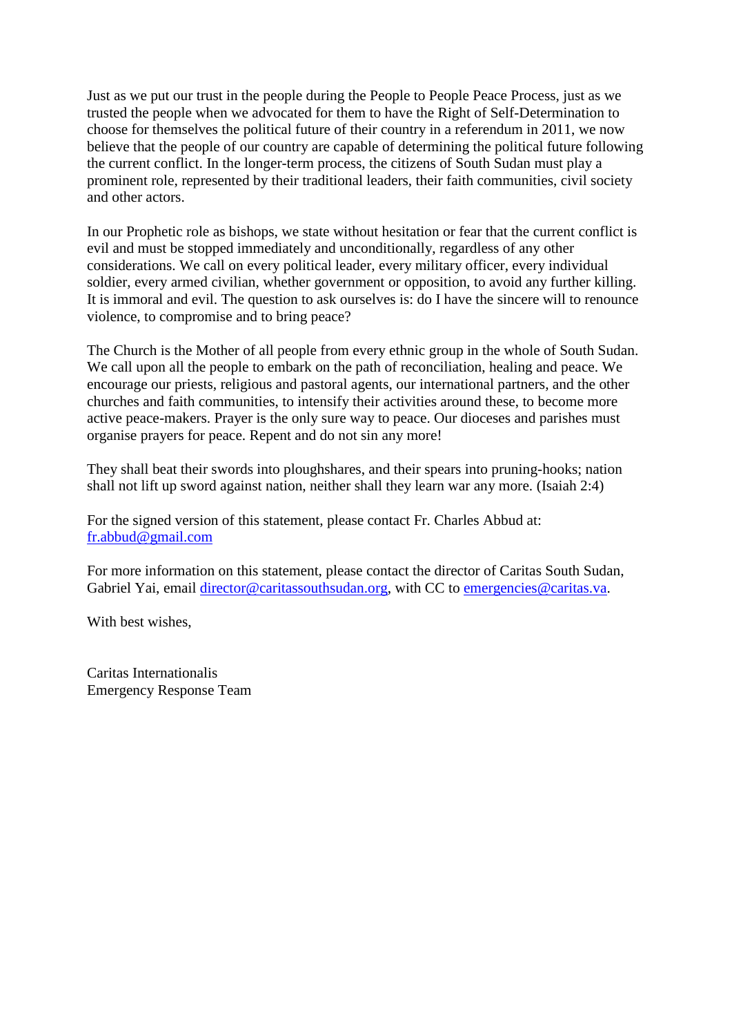Just as we put our trust in the people during the People to People Peace Process, just as we trusted the people when we advocated for them to have the Right of Self-Determination to choose for themselves the political future of their country in a referendum in 2011, we now believe that the people of our country are capable of determining the political future following the current conflict. In the longer-term process, the citizens of South Sudan must play a prominent role, represented by their traditional leaders, their faith communities, civil society and other actors.

In our Prophetic role as bishops, we state without hesitation or fear that the current conflict is evil and must be stopped immediately and unconditionally, regardless of any other considerations. We call on every political leader, every military officer, every individual soldier, every armed civilian, whether government or opposition, to avoid any further killing. It is immoral and evil. The question to ask ourselves is: do I have the sincere will to renounce violence, to compromise and to bring peace?

The Church is the Mother of all people from every ethnic group in the whole of South Sudan. We call upon all the people to embark on the path of reconciliation, healing and peace. We encourage our priests, religious and pastoral agents, our international partners, and the other churches and faith communities, to intensify their activities around these, to become more active peace-makers. Prayer is the only sure way to peace. Our dioceses and parishes must organise prayers for peace. Repent and do not sin any more!

They shall beat their swords into ploughshares, and their spears into pruning-hooks; nation shall not lift up sword against nation, neither shall they learn war any more. (Isaiah 2:4)

For the signed version of this statement, please contact Fr. Charles Abbud at: fr.abbud@gmail.com

For more information on this statement, please contact the director of Caritas South Sudan, Gabriel Yai, email director@caritassouthsudan.org, with CC to emergencies@caritas.va.

With best wishes,

Caritas Internationalis
Emergency Response Team